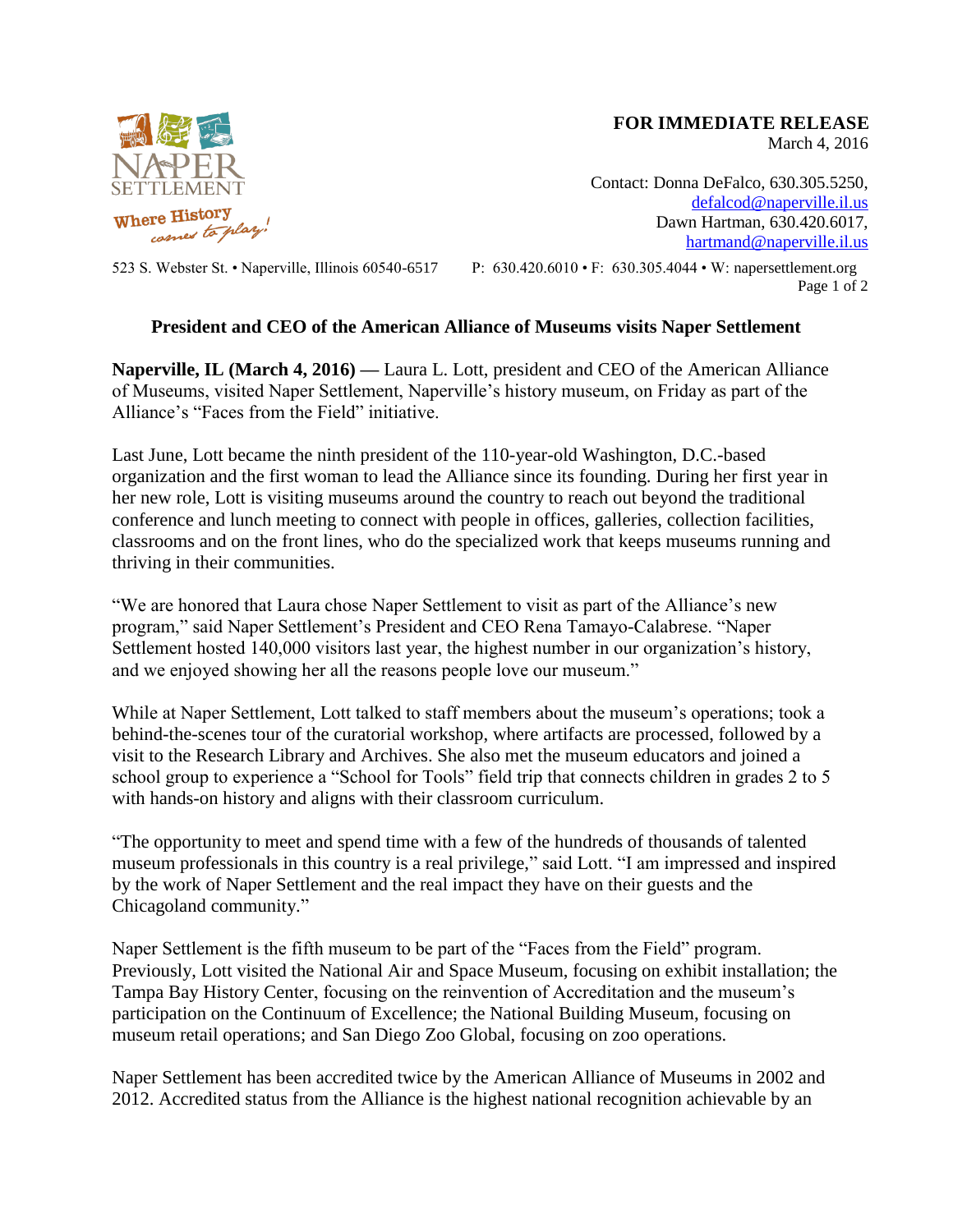**FOR IMMEDIATE RELEASE**
March 4, 2016

Contact: Donna DeFalco, 630.305.5250, defalcod@naperville.il.us
Dawn Hartman, 630.420.6017, hartmand@naperville.il.us

523 S. Webster St. • Naperville, Illinois 60540-6517 P: 630.420.6010 • F: 630.305.4044 • W: napersettlement.org

**President and CEO of the American Alliance of Museums visits Naper Settlement**

**Naperville, IL (March 4, 2016) —** Laura L. Lott, president and CEO of the American Alliance of Museums, visited Naper Settlement, Naperville's history museum, on Friday as part of the Alliance's "Faces from the Field" initiative.

Last June, Lott became the ninth president of the 110-year-old Washington, D.C.-based organization and the first woman to lead the Alliance since its founding. During her first year in her new role, Lott is visiting museums around the country to reach out beyond the traditional conference and lunch meeting to connect with people in offices, galleries, collection facilities, classrooms and on the front lines, who do the specialized work that keeps museums running and thriving in their communities.

"We are honored that Laura chose Naper Settlement to visit as part of the Alliance's new program," said Naper Settlement's President and CEO Rena Tamayo-Calabrese. "Naper Settlement hosted 140,000 visitors last year, the highest number in our organization's history, and we enjoyed showing her all the reasons people love our museum."

While at Naper Settlement, Lott talked to staff members about the museum's operations; took a behind-the-scenes tour of the curatorial workshop, where artifacts are processed, followed by a visit to the Research Library and Archives. She also met the museum educators and joined a school group to experience a "School for Tools" field trip that connects children in grades 2 to 5 with hands-on history and aligns with their classroom curriculum.

"The opportunity to meet and spend time with a few of the hundreds of thousands of talented museum professionals in this country is a real privilege," said Lott. "I am impressed and inspired by the work of Naper Settlement and the real impact they have on their guests and the Chicagoland community."

Naper Settlement is the fifth museum to be part of the "Faces from the Field" program. Previously, Lott visited the National Air and Space Museum, focusing on exhibit installation; the Tampa Bay History Center, focusing on the reinvention of Accreditation and the museum's participation on the Continuum of Excellence; the National Building Museum, focusing on museum retail operations; and San Diego Zoo Global, focusing on zoo operations.

Naper Settlement has been accredited twice by the American Alliance of Museums in 2002 and 2012. Accredited status from the Alliance is the highest national recognition achievable by an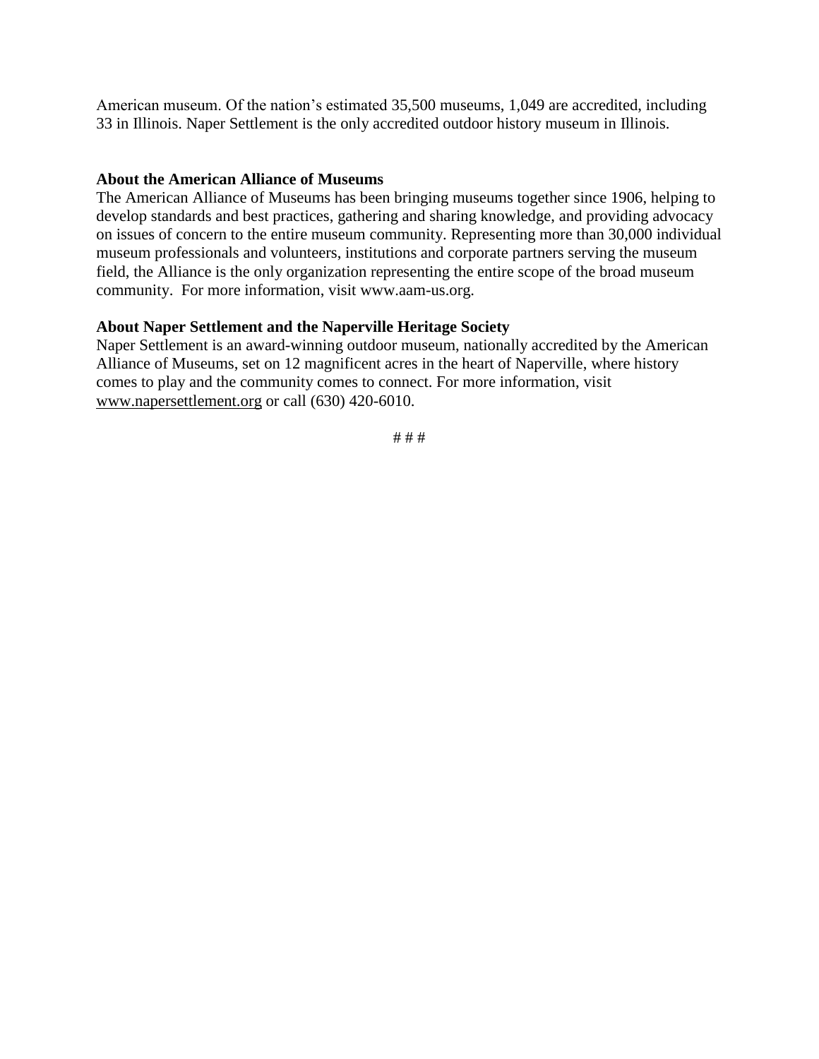American museum. Of the nation's estimated 35,500 museums, 1,049 are accredited, including 33 in Illinois. Naper Settlement is the only accredited outdoor history museum in Illinois.

**About the American Alliance of Museums**

The American Alliance of Museums has been bringing museums together since 1906, helping to develop standards and best practices, gathering and sharing knowledge, and providing advocacy on issues of concern to the entire museum community. Representing more than 30,000 individual museum professionals and volunteers, institutions and corporate partners serving the museum field, the Alliance is the only organization representing the entire scope of the broad museum community. For more information, visit www.aam-us.org.

**About Naper Settlement and the Naperville Heritage Society**

Naper Settlement is an award-winning outdoor museum, nationally accredited by the American Alliance of Museums, set on 12 magnificent acres in the heart of Naperville, where history comes to play and the community comes to connect. For more information, visit www.napersettlement.org or call (630) 420-6010.

# # #